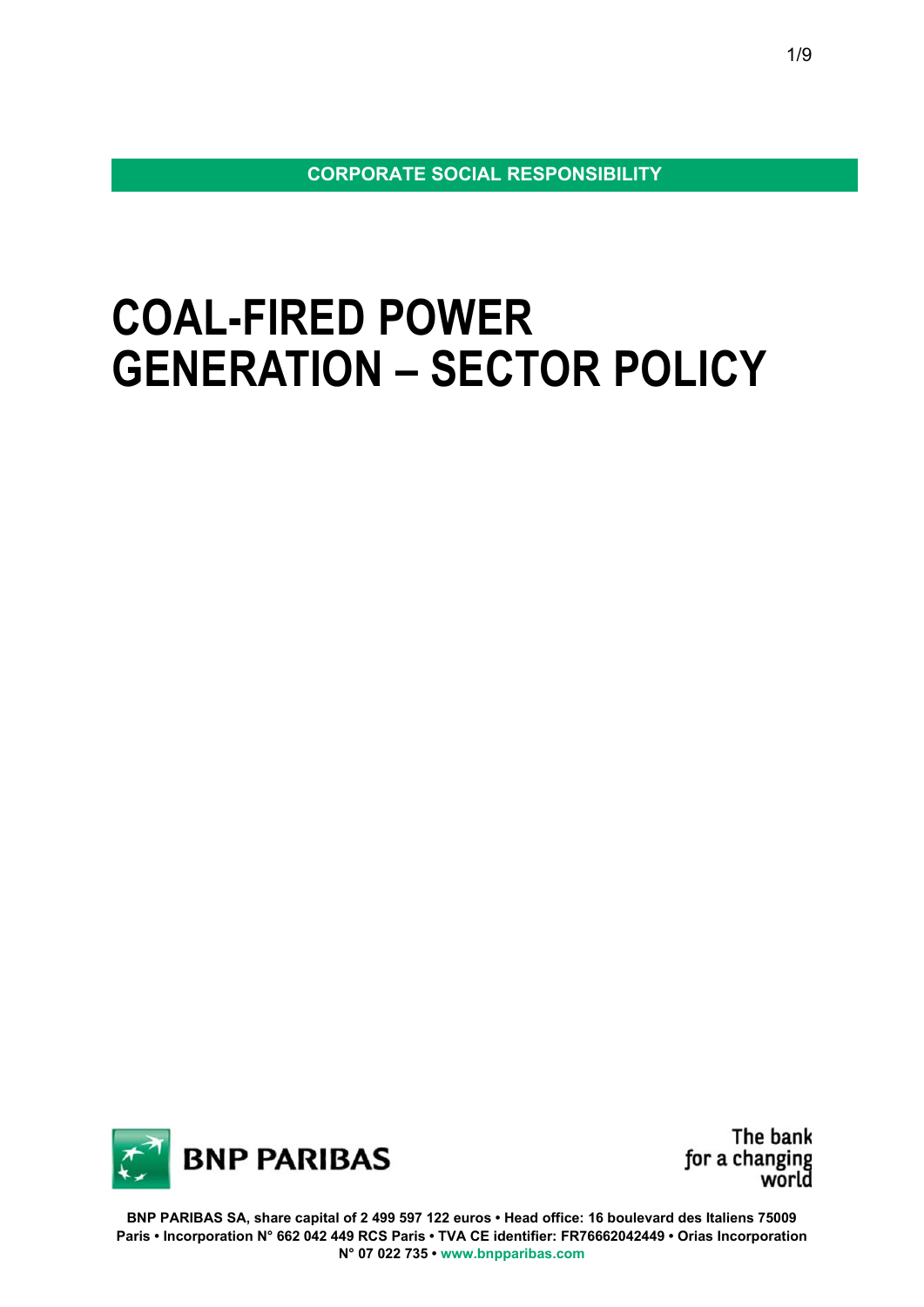**CORPORATE SOCIAL RESPONSIBILITY**

# COAL-FIRED POWER GENERATION – SECTOR POLICY

BNP PARIBAS

The bank for a changing world

**BNP PARIBAS SA, share capital of 2 499 597 122 euros • Head office: 16 boulevard des Italiens 75009 Paris • Incorporation N° 662 042 449 RCS Paris • TVA CE identifier: FR76662042449 • Orias Incorporation N° 07 022 735 • www.bnpparibas.com**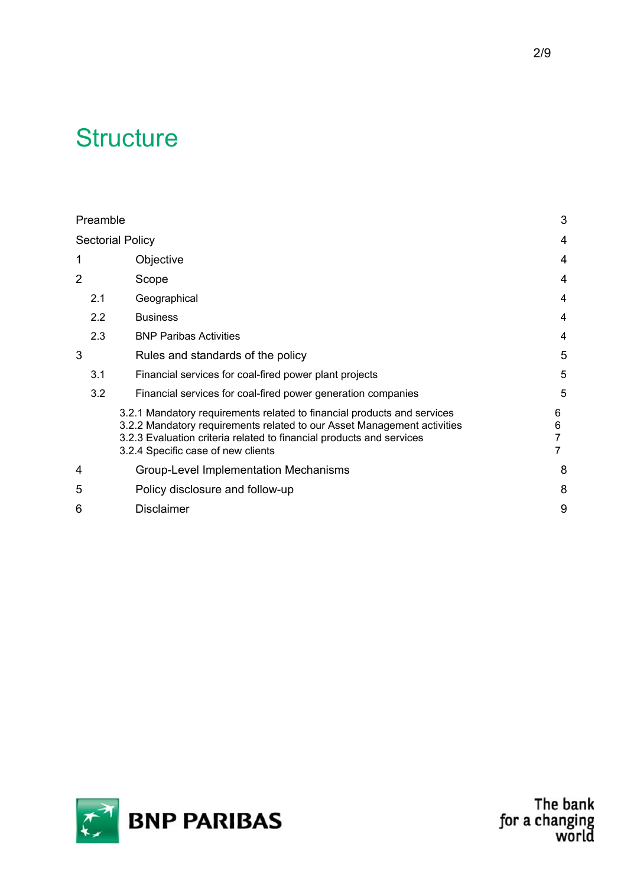# Structure

| | | |
|---|---|---|
| Preamble | | 3 |
| Sectorial Policy | | 4 |
| 1 | Objective | 4 |
| 2 | Scope | 4 |
| 2.1 | Geographical | 4 |
| 2.2 | Business | 4 |
| 2.3 | BNP Paribas Activities | 4 |
| 3 | Rules and standards of the policy | 5 |
| 3.1 | Financial services for coal-fired power plant projects | 5 |
| 3.2 | Financial services for coal-fired power generation companies | 5 |
| | 3.2.1 Mandatory requirements related to financial products and services | 6 |
| | 3.2.2 Mandatory requirements related to our Asset Management activities | 6 |
| | 3.2.3 Evaluation criteria related to financial products and services | 7 |
| | 3.2.4 Specific case of new clients | 7 |
| 4 | Group-Level Implementation Mechanisms | 8 |
| 5 | Policy disclosure and follow-up | 8 |
| 6 | Disclaimer | 9 |

BNP PARIBAS

The bank for a changing world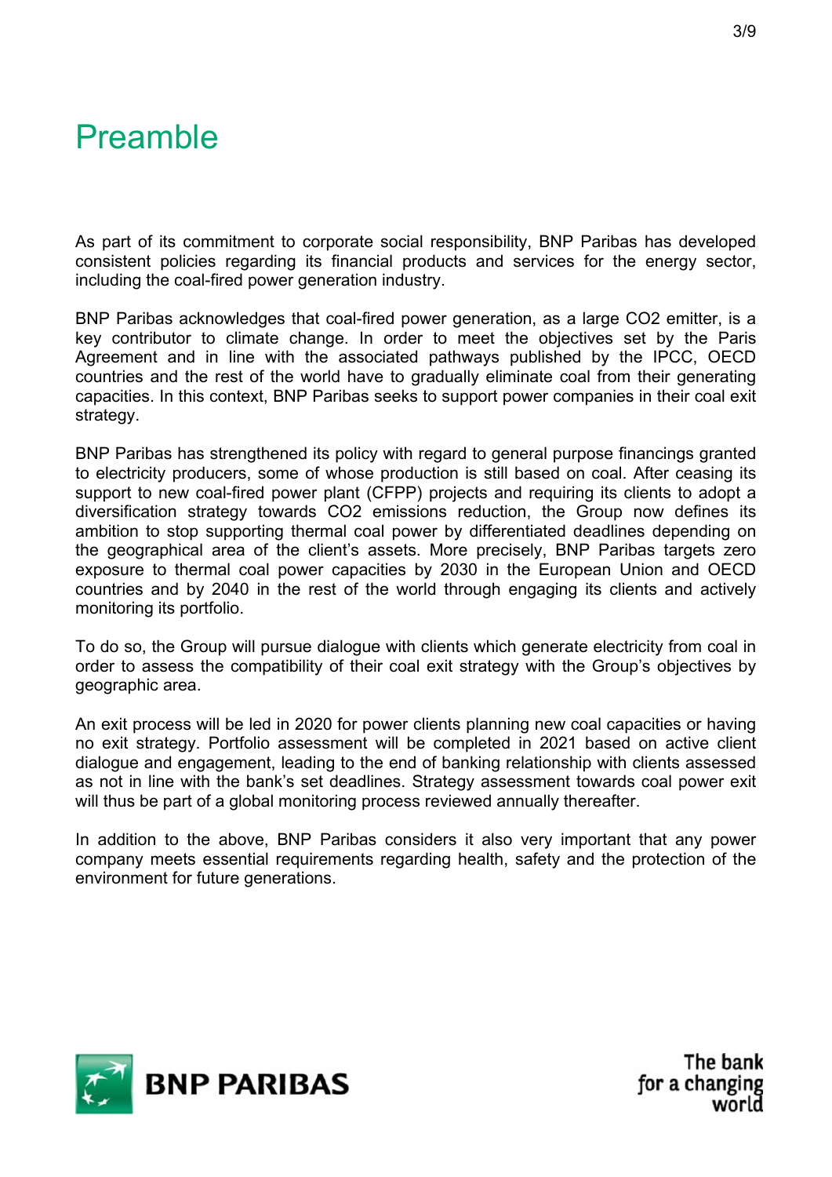# Preamble

As part of its commitment to corporate social responsibility, BNP Paribas has developed consistent policies regarding its financial products and services for the energy sector, including the coal-fired power generation industry.

BNP Paribas acknowledges that coal-fired power generation, as a large $CO_2$ emitter, is a key contributor to climate change. In order to meet the objectives set by the Paris Agreement and in line with the associated pathways published by the IPCC, OECD countries and the rest of the world have to gradually eliminate coal from their generating capacities. In this context, BNP Paribas seeks to support power companies in their coal exit strategy.

BNP Paribas has strengthened its policy with regard to general purpose financings granted to electricity producers, some of whose production is still based on coal. After ceasing its support to new coal-fired power plant (CFPP) projects and requiring its clients to adopt a diversification strategy towards $CO_2$ emissions reduction, the Group now defines its ambition to stop supporting thermal coal power by differentiated deadlines depending on the geographical area of the client's assets. More precisely, BNP Paribas targets zero exposure to thermal coal power capacities by 2030 in the European Union and OECD countries and by 2040 in the rest of the world through engaging its clients and actively monitoring its portfolio.

To do so, the Group will pursue dialogue with clients which generate electricity from coal in order to assess the compatibility of their coal exit strategy with the Group's objectives by geographic area.

An exit process will be led in 2020 for power clients planning new coal capacities or having no exit strategy. Portfolio assessment will be completed in 2021 based on active client dialogue and engagement, leading to the end of banking relationship with clients assessed as not in line with the bank's set deadlines. Strategy assessment towards coal power exit will thus be part of a global monitoring process reviewed annually thereafter.

In addition to the above, BNP Paribas considers it also very important that any power company meets essential requirements regarding health, safety and the protection of the environment for future generations.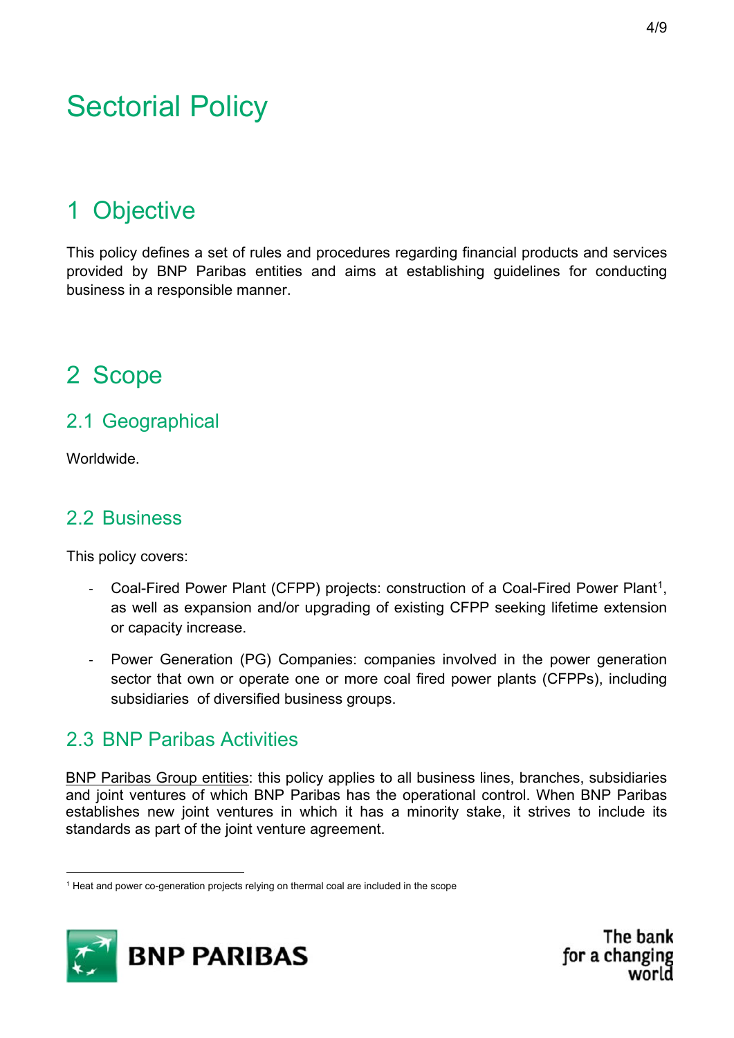# Sectorial Policy

## 1 Objective

This policy defines a set of rules and procedures regarding financial products and services provided by BNP Paribas entities and aims at establishing guidelines for conducting business in a responsible manner.

## 2 Scope

### 2.1 Geographical

Worldwide.

### 2.2 Business

This policy covers:

- Coal-Fired Power Plant (CFPP) projects: construction of a Coal-Fired Power Plant[1], as well as expansion and/or upgrading of existing CFPP seeking lifetime extension or capacity increase.
- Power Generation (PG) Companies: companies involved in the power generation sector that own or operate one or more coal fired power plants (CFPPs), including subsidiaries of diversified business groups.

### 2.3 BNP Paribas Activities

BNP Paribas Group entities: this policy applies to all business lines, branches, subsidiaries and joint ventures of which BNP Paribas has the operational control. When BNP Paribas establishes new joint ventures in which it has a minority stake, it strives to include its standards as part of the joint venture agreement.

---

[1] Heat and power co-generation projects relying on thermal coal are included in the scope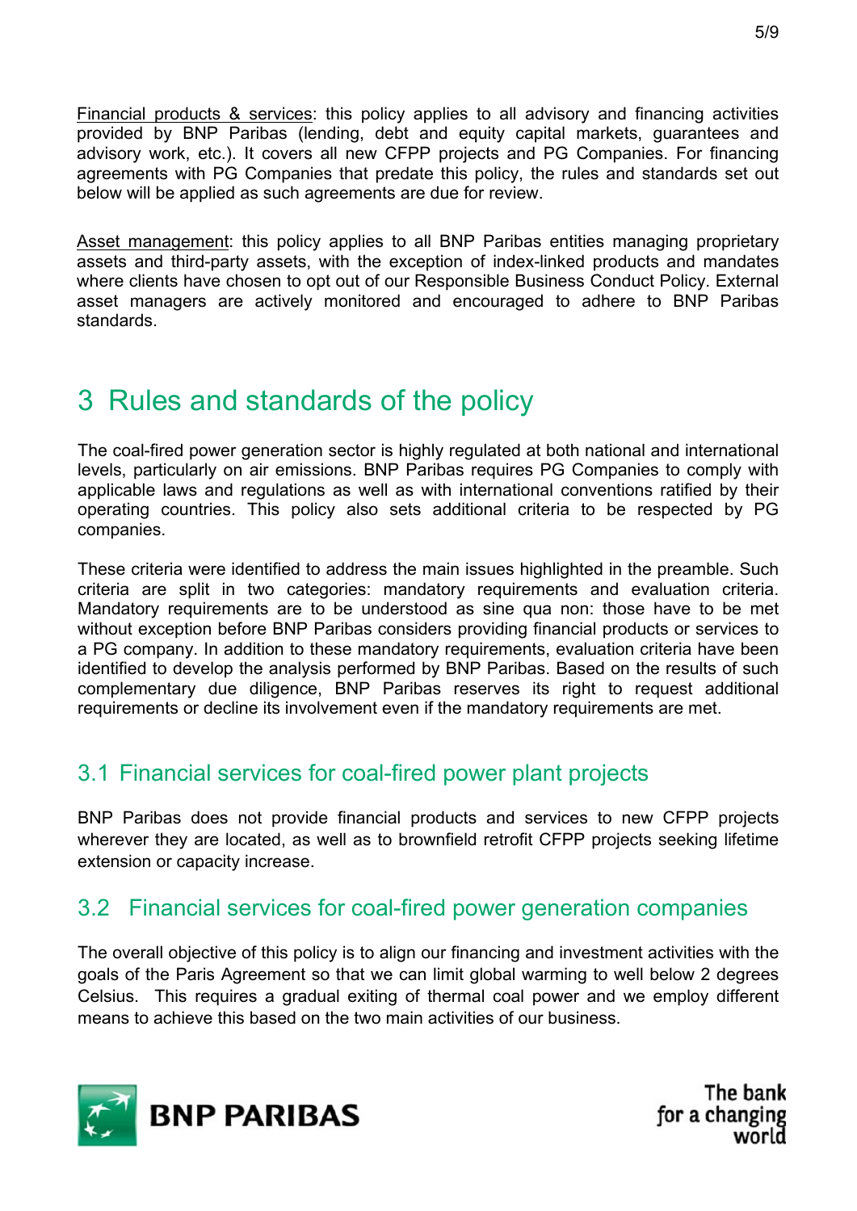Financial products & services: this policy applies to all advisory and financing activities provided by BNP Paribas (lending, debt and equity capital markets, guarantees and advisory work, etc.). It covers all new CFPP projects and PG Companies. For financing agreements with PG Companies that predate this policy, the rules and standards set out below will be applied as such agreements are due for review.

Asset management: this policy applies to all BNP Paribas entities managing proprietary assets and third-party assets, with the exception of index-linked products and mandates where clients have chosen to opt out of our Responsible Business Conduct Policy. External asset managers are actively monitored and encouraged to adhere to BNP Paribas standards.

# 3 Rules and standards of the policy

The coal-fired power generation sector is highly regulated at both national and international levels, particularly on air emissions. BNP Paribas requires PG Companies to comply with applicable laws and regulations as well as with international conventions ratified by their operating countries. This policy also sets additional criteria to be respected by PG companies.

These criteria were identified to address the main issues highlighted in the preamble. Such criteria are split in two categories: mandatory requirements and evaluation criteria. Mandatory requirements are to be understood as sine qua non: those have to be met without exception before BNP Paribas considers providing financial products or services to a PG company. In addition to these mandatory requirements, evaluation criteria have been identified to develop the analysis performed by BNP Paribas. Based on the results of such complementary due diligence, BNP Paribas reserves its right to request additional requirements or decline its involvement even if the mandatory requirements are met.

## 3.1 Financial services for coal-fired power plant projects

BNP Paribas does not provide financial products and services to new CFPP projects wherever they are located, as well as to brownfield retrofit CFPP projects seeking lifetime extension or capacity increase.

## 3.2 Financial services for coal-fired power generation companies

The overall objective of this policy is to align our financing and investment activities with the goals of the Paris Agreement so that we can limit global warming to well below 2 degrees Celsius. This requires a gradual exiting of thermal coal power and we employ different means to achieve this based on the two main activities of our business.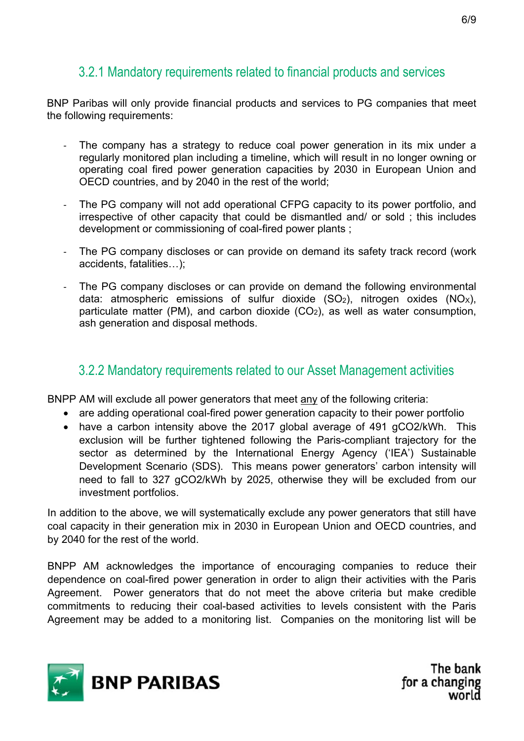### 3.2.1 Mandatory requirements related to financial products and services

BNP Paribas will only provide financial products and services to PG companies that meet the following requirements:

- The company has a strategy to reduce coal power generation in its mix under a regularly monitored plan including a timeline, which will result in no longer owning or operating coal fired power generation capacities by 2030 in European Union and OECD countries, and by 2040 in the rest of the world;

- The PG company will not add operational CFPG capacity to its power portfolio, and irrespective of other capacity that could be dismantled and/ or sold ; this includes development or commissioning of coal-fired power plants ;

- The PG company discloses or can provide on demand its safety track record (work accidents, fatalities…);

- The PG company discloses or can provide on demand the following environmental data: atmospheric emissions of sulfur dioxide ($SO_2$), nitrogen oxides ($NO_X$), particulate matter (PM), and carbon dioxide ($CO_2$), as well as water consumption, ash generation and disposal methods.

### 3.2.2 Mandatory requirements related to our Asset Management activities

BNPP AM will exclude all power generators that meet <u>any</u> of the following criteria:

- are adding operational coal-fired power generation capacity to their power portfolio
- have a carbon intensity above the 2017 global average of 491 gCO2/kWh. This exclusion will be further tightened following the Paris-compliant trajectory for the sector as determined by the International Energy Agency ('IEA') Sustainable Development Scenario (SDS). This means power generators' carbon intensity will need to fall to 327 gCO2/kWh by 2025, otherwise they will be excluded from our investment portfolios.

In addition to the above, we will systematically exclude any power generators that still have coal capacity in their generation mix in 2030 in European Union and OECD countries, and by 2040 for the rest of the world.

BNPP AM acknowledges the importance of encouraging companies to reduce their dependence on coal-fired power generation in order to align their activities with the Paris Agreement. Power generators that do not meet the above criteria but make credible commitments to reducing their coal-based activities to levels consistent with the Paris Agreement may be added to a monitoring list. Companies on the monitoring list will be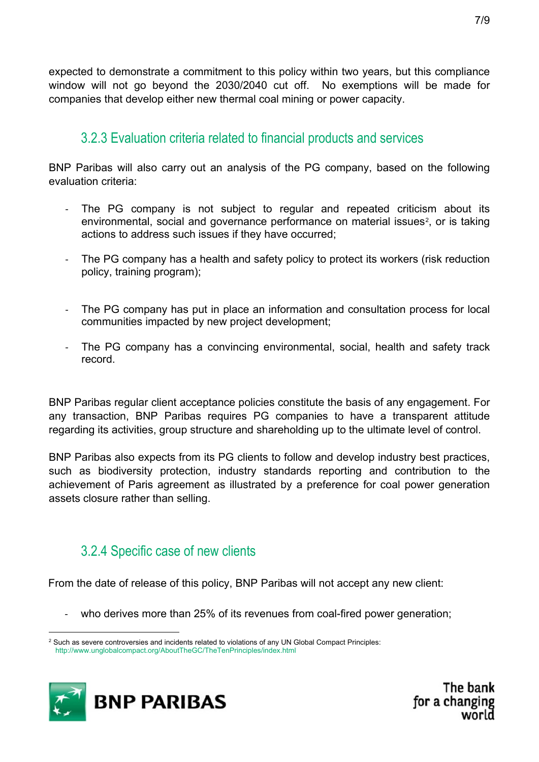expected to demonstrate a commitment to this policy within two years, but this compliance window will not go beyond the 2030/2040 cut off. No exemptions will be made for companies that develop either new thermal coal mining or power capacity.

### 3.2.3 Evaluation criteria related to financial products and services

BNP Paribas will also carry out an analysis of the PG company, based on the following evaluation criteria:

- The PG company is not subject to regular and repeated criticism about its environmental, social and governance performance on material issues[2], or is taking actions to address such issues if they have occurred;

- The PG company has a health and safety policy to protect its workers (risk reduction policy, training program);

- The PG company has put in place an information and consultation process for local communities impacted by new project development;

- The PG company has a convincing environmental, social, health and safety track record.

BNP Paribas regular client acceptance policies constitute the basis of any engagement. For any transaction, BNP Paribas requires PG companies to have a transparent attitude regarding its activities, group structure and shareholding up to the ultimate level of control.

BNP Paribas also expects from its PG clients to follow and develop industry best practices, such as biodiversity protection, industry standards reporting and contribution to the achievement of Paris agreement as illustrated by a preference for coal power generation assets closure rather than selling.

### 3.2.4 Specific case of new clients

From the date of release of this policy, BNP Paribas will not accept any new client:

- who derives more than 25% of its revenues from coal-fired power generation;

[2] Such as severe controversies and incidents related to violations of any UN Global Compact Principles: http://www.unglobalcompact.org/AboutTheGC/TheTenPrinciples/index.html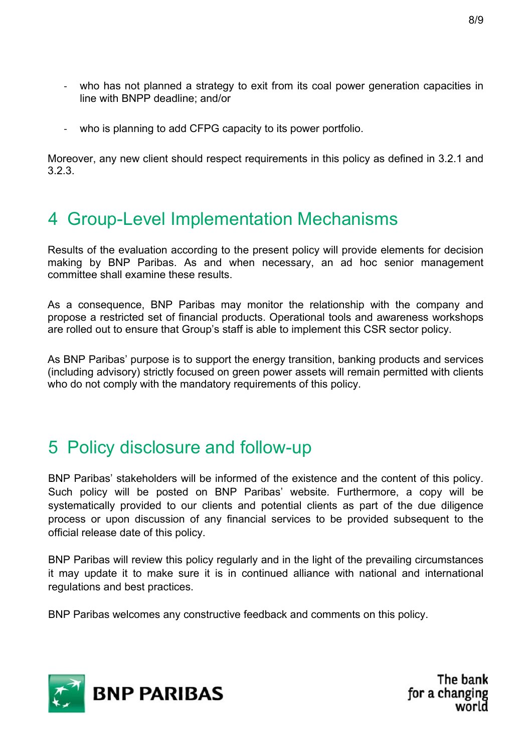- who has not planned a strategy to exit from its coal power generation capacities in line with BNPP deadline; and/or

- who is planning to add CFPG capacity to its power portfolio.

Moreover, any new client should respect requirements in this policy as defined in 3.2.1 and 3.2.3.

# 4 Group-Level Implementation Mechanisms

Results of the evaluation according to the present policy will provide elements for decision making by BNP Paribas. As and when necessary, an ad hoc senior management committee shall examine these results.

As a consequence, BNP Paribas may monitor the relationship with the company and propose a restricted set of financial products. Operational tools and awareness workshops are rolled out to ensure that Group's staff is able to implement this CSR sector policy.

As BNP Paribas' purpose is to support the energy transition, banking products and services (including advisory) strictly focused on green power assets will remain permitted with clients who do not comply with the mandatory requirements of this policy.

# 5 Policy disclosure and follow-up

BNP Paribas' stakeholders will be informed of the existence and the content of this policy. Such policy will be posted on BNP Paribas' website. Furthermore, a copy will be systematically provided to our clients and potential clients as part of the due diligence process or upon discussion of any financial services to be provided subsequent to the official release date of this policy.

BNP Paribas will review this policy regularly and in the light of the prevailing circumstances it may update it to make sure it is in continued alliance with national and international regulations and best practices.

BNP Paribas welcomes any constructive feedback and comments on this policy.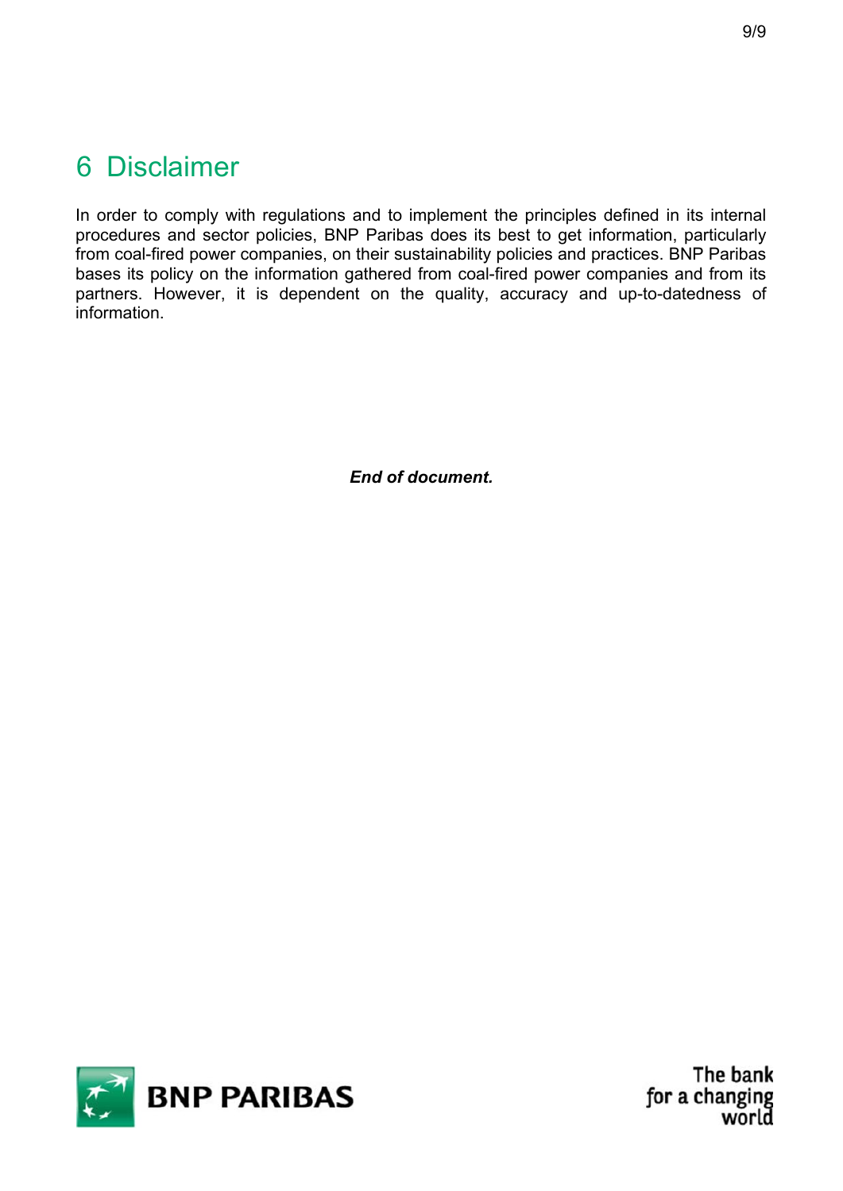# 6 Disclaimer

In order to comply with regulations and to implement the principles defined in its internal procedures and sector policies, BNP Paribas does its best to get information, particularly from coal-fired power companies, on their sustainability policies and practices. BNP Paribas bases its policy on the information gathered from coal-fired power companies and from its partners. However, it is dependent on the quality, accuracy and up-to-datedness of information.

***End of document.***